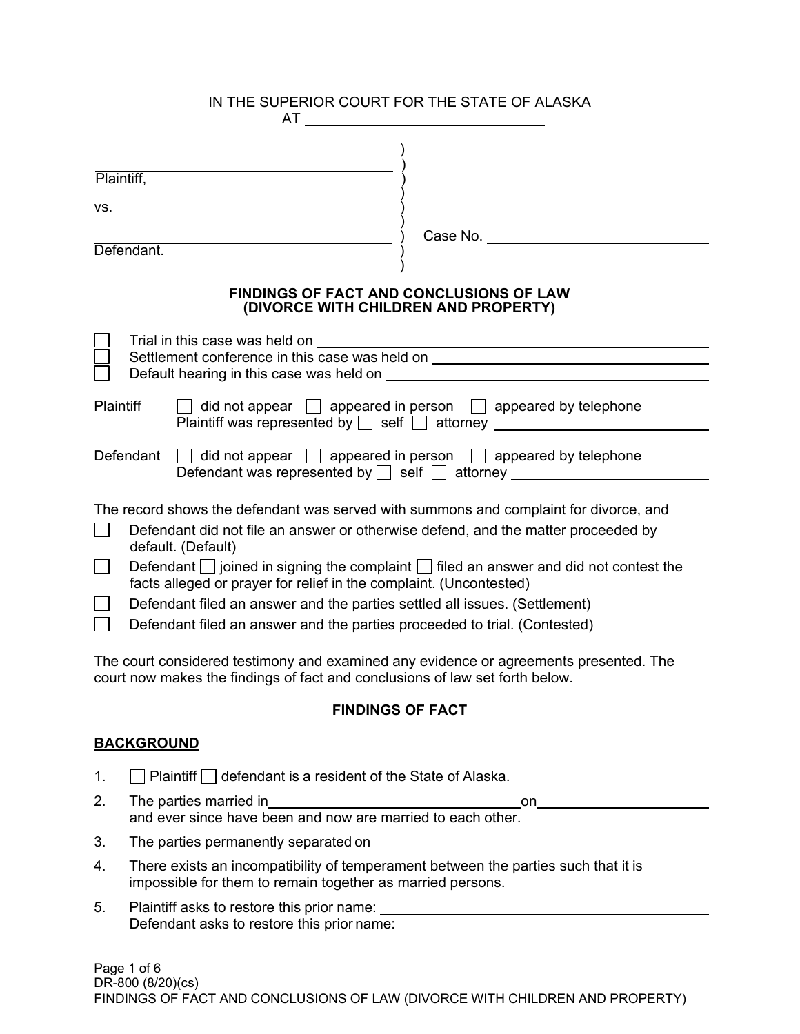IN THE SUPERIOR COURT FOR THE STATE OF ALASKA
AT ______________________________

______________________________ )
Plaintiff, )
)
vs. )
)
______________________________ ) Case No. ______________________________
Defendant. )
______________________________ )

**FINDINGS OF FACT AND CONCLUSIONS OF LAW**
**(DIVORCE WITH CHILDREN AND PROPERTY)**

☐ Trial in this case was held on ______________________________
☐ Settlement conference in this case was held on ______________________________
☐ Default hearing in this case was held on ______________________________

Plaintiff ☐ did not appear ☐ appeared in person ☐ appeared by telephone
Plaintiff was represented by ☐ self ☐ attorney ______________________________

Defendant ☐ did not appear ☐ appeared in person ☐ appeared by telephone
Defendant was represented by ☐ self ☐ attorney ______________________________

The record shows the defendant was served with summons and complaint for divorce, and

☐ Defendant did not file an answer or otherwise defend, and the matter proceeded by default. (Default)

☐ Defendant ☐ joined in signing the complaint ☐ filed an answer and did not contest the facts alleged or prayer for relief in the complaint. (Uncontested)

☐ Defendant filed an answer and the parties settled all issues. (Settlement)

☐ Defendant filed an answer and the parties proceeded to trial. (Contested)

The court considered testimony and examined any evidence or agreements presented. The court now makes the findings of fact and conclusions of law set forth below.

## FINDINGS OF FACT

### BACKGROUND

1. ☐ Plaintiff ☐ defendant is a resident of the State of Alaska.
2. The parties married in ______________________________ on ______________________________ and ever since have been and now are married to each other.
3. The parties permanently separated on ______________________________
4. There exists an incompatibility of temperament between the parties such that it is impossible for them to remain together as married persons.
5. Plaintiff asks to restore this prior name: ______________________________
   Defendant asks to restore this prior name: ______________________________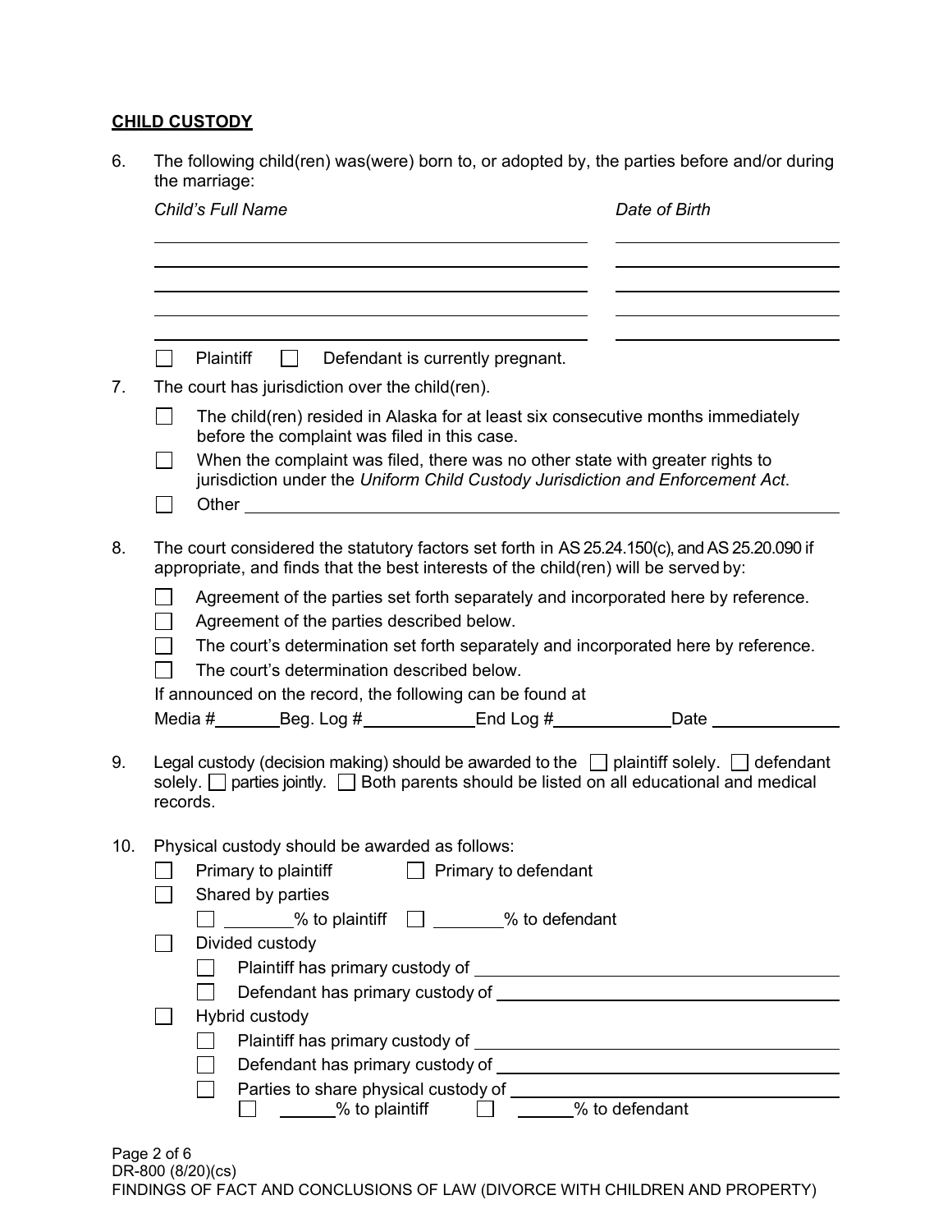## **CHILD CUSTODY**

6. The following child(ren) was(were) born to, or adopted by, the parties before and/or during the marriage:

| *Child's Full Name* | *Date of Birth* |
|---|---|
| | |
| | |
| | |
| | |
| | |

☐ Plaintiff ☐ Defendant is currently pregnant.

7. The court has jurisdiction over the child(ren).

   ☐ The child(ren) resided in Alaska for at least six consecutive months immediately before the complaint was filed in this case.

   ☐ When the complaint was filed, there was no other state with greater rights to jurisdiction under the *Uniform Child Custody Jurisdiction and Enforcement Act*.

   ☐ Other ______________________________________________

8. The court considered the statutory factors set forth in AS 25.24.150(c), and AS 25.20.090 if appropriate, and finds that the best interests of the child(ren) will be served by:

   ☐ Agreement of the parties set forth separately and incorporated here by reference.

   ☐ Agreement of the parties described below.

   ☐ The court's determination set forth separately and incorporated here by reference.

   ☐ The court's determination described below.

   If announced on the record, the following can be found at

   Media #_______Beg. Log #____________End Log #____________Date _____________

9. Legal custody (decision making) should be awarded to the ☐ plaintiff solely. ☐ defendant solely. ☐ parties jointly. ☐ Both parents should be listed on all educational and medical records.

10. Physical custody should be awarded as follows:

    ☐ Primary to plaintiff ☐ Primary to defendant

    ☐ Shared by parties

    ☐ _______% to plaintiff ☐ _______% to defendant

    ☐ Divided custody

    ☐ Plaintiff has primary custody of ______________________________

    ☐ Defendant has primary custody of ______________________________

    ☐ Hybrid custody

    ☐ Plaintiff has primary custody of ______________________________

    ☐ Defendant has primary custody of ______________________________

    ☐ Parties to share physical custody of ______________________________

    ☐ ______% to plaintiff ☐ ______% to defendant

DR-800 (8/20)(cs)
FINDINGS OF FACT AND CONCLUSIONS OF LAW (DIVORCE WITH CHILDREN AND PROPERTY)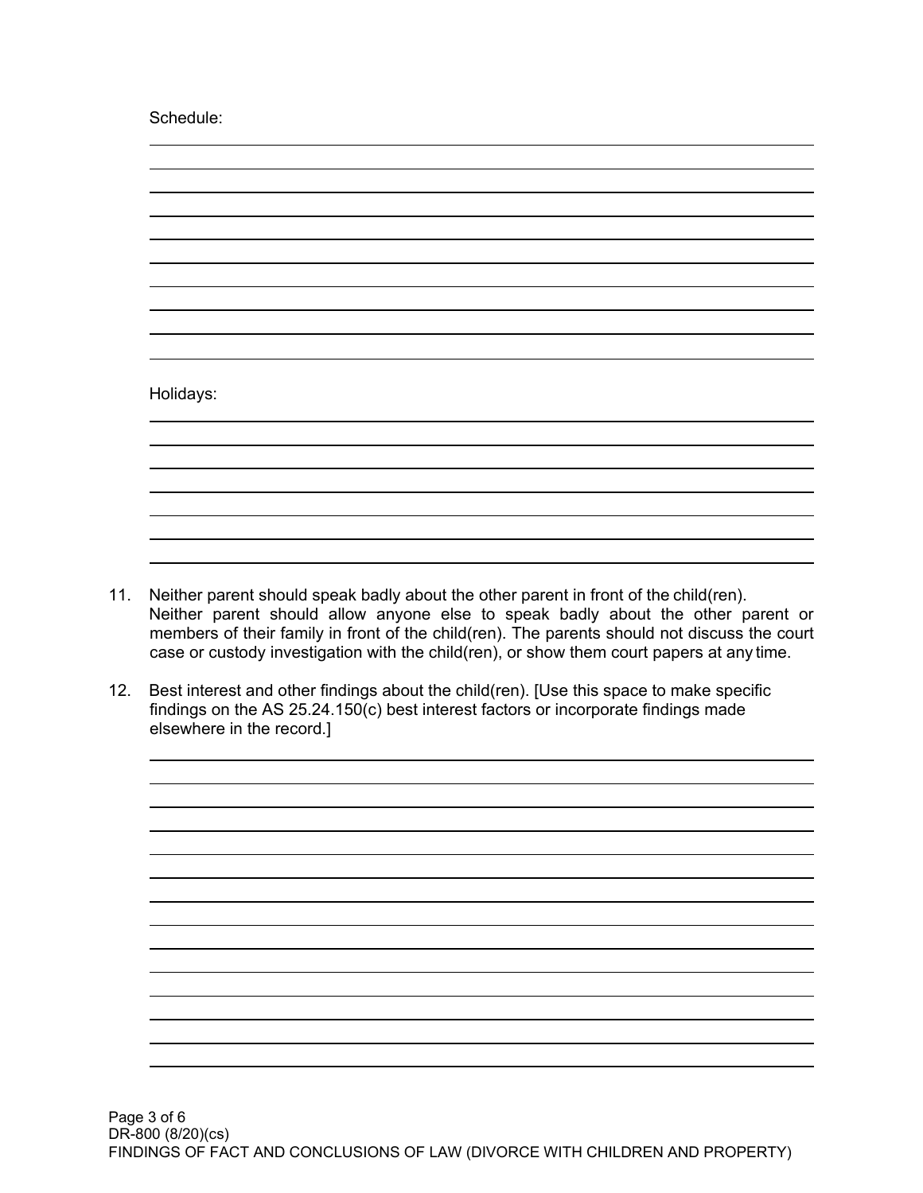Schedule:

______________________________________________________________________

______________________________________________________________________

______________________________________________________________________

______________________________________________________________________

______________________________________________________________________

______________________________________________________________________

______________________________________________________________________

______________________________________________________________________

______________________________________________________________________

Holidays:

______________________________________________________________________

______________________________________________________________________

______________________________________________________________________

______________________________________________________________________

______________________________________________________________________

______________________________________________________________________

______________________________________________________________________

11. Neither parent should speak badly about the other parent in front of the child(ren). Neither parent should allow anyone else to speak badly about the other parent or members of their family in front of the child(ren). The parents should not discuss the court case or custody investigation with the child(ren), or show them court papers at any time.

12. Best interest and other findings about the child(ren). [Use this space to make specific findings on the AS 25.24.150(c) best interest factors or incorporate findings made elsewhere in the record.]

______________________________________________________________________

______________________________________________________________________

______________________________________________________________________

______________________________________________________________________

______________________________________________________________________

______________________________________________________________________

______________________________________________________________________

______________________________________________________________________

______________________________________________________________________

______________________________________________________________________

______________________________________________________________________

______________________________________________________________________

______________________________________________________________________

______________________________________________________________________

DR-800 (8/20)(cs)
FINDINGS OF FACT AND CONCLUSIONS OF LAW (DIVORCE WITH CHILDREN AND PROPERTY)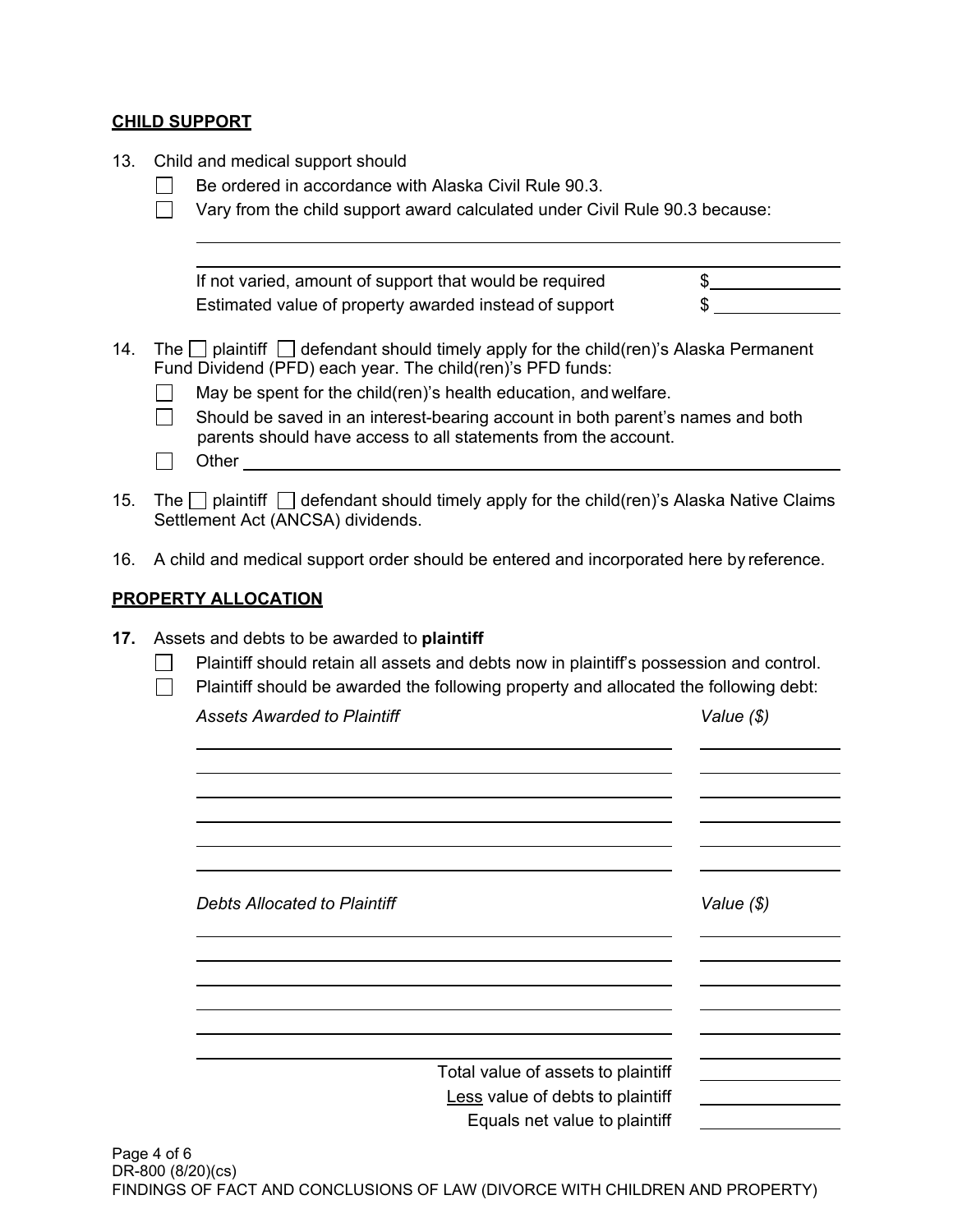**CHILD SUPPORT**

13. Child and medical support should
    - ☐ Be ordered in accordance with Alaska Civil Rule 90.3.
    - ☐ Vary from the child support award calculated under Civil Rule 90.3 because:

      ______________________________________________________________

      ______________________________________________________________

      If not varied, amount of support that would be required $__________

      Estimated value of property awarded instead of support $__________

14. The ☐ plaintiff ☐ defendant should timely apply for the child(ren)'s Alaska Permanent Fund Dividend (PFD) each year. The child(ren)'s PFD funds:
    - ☐ May be spent for the child(ren)'s health education, and welfare.
    - ☐ Should be saved in an interest-bearing account in both parent's names and both parents should have access to all statements from the account.
    - ☐ Other ______________________________________________________________

15. The ☐ plaintiff ☐ defendant should timely apply for the child(ren)'s Alaska Native Claims Settlement Act (ANCSA) dividends.

16. A child and medical support order should be entered and incorporated here by reference.

**PROPERTY ALLOCATION**

**17.** Assets and debts to be awarded to **plaintiff**
- ☐ Plaintiff should retain all assets and debts now in plaintiff's possession and control.
- ☐ Plaintiff should be awarded the following property and allocated the following debt:

| *Assets Awarded to Plaintiff* | *Value ($)* |
| --- | --- |
| | |
| | |
| | |
| | |
| | |
| | |

| *Debts Allocated to Plaintiff* | *Value ($)* |
| --- | --- |
| | |
| | |
| | |
| | |
| | |
| | |
| Total value of assets to plaintiff | |
| Less value of debts to plaintiff | |
| Equals net value to plaintiff | |

DR-800 (8/20)(cs)
FINDINGS OF FACT AND CONCLUSIONS OF LAW (DIVORCE WITH CHILDREN AND PROPERTY)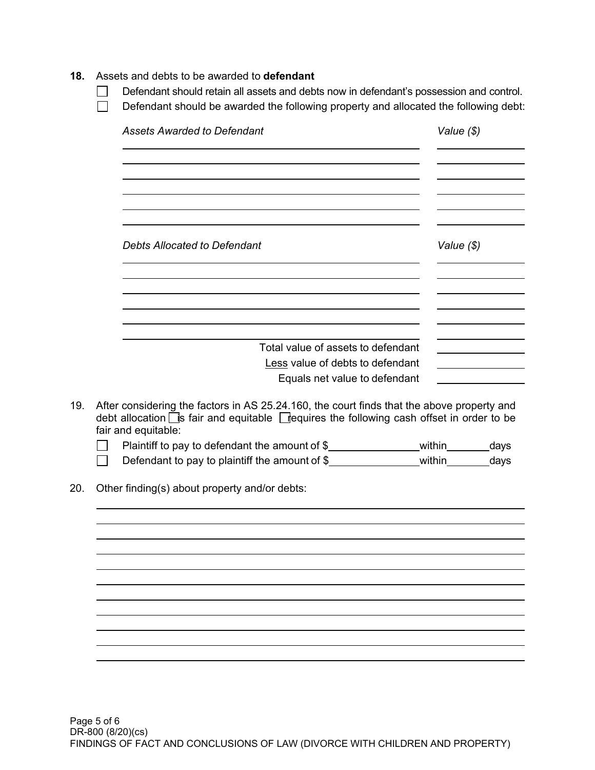**18.** Assets and debts to be awarded to **defendant**

☐ Defendant should retain all assets and debts now in defendant's possession and control.

☐ Defendant should be awarded the following property and allocated the following debt:

| *Assets Awarded to Defendant* | *Value ($)* |
|---|---|
| | |
| | |
| | |
| | |
| | |
| | |

| *Debts Allocated to Defendant* | *Value ($)* |
|---|---|
| | |
| | |
| | |
| | |
| | |
| | |
| Total value of assets to defendant | |
| Less value of debts to defendant | |
| Equals net value to defendant | |

19. After considering the factors in AS 25.24.160, the court finds that the above property and debt allocation ☐ is fair and equitable ☐ requires the following cash offset in order to be fair and equitable:

☐ Plaintiff to pay to defendant the amount of $\_\_\_\_\_\_\_\_\_\_ within \_\_\_\_\_ days

☐ Defendant to pay to plaintiff the amount of $\_\_\_\_\_\_\_\_\_\_ within \_\_\_\_\_ days

20. Other finding(s) about property and/or debts:

DR-800 (8/20)(cs)

FINDINGS OF FACT AND CONCLUSIONS OF LAW (DIVORCE WITH CHILDREN AND PROPERTY)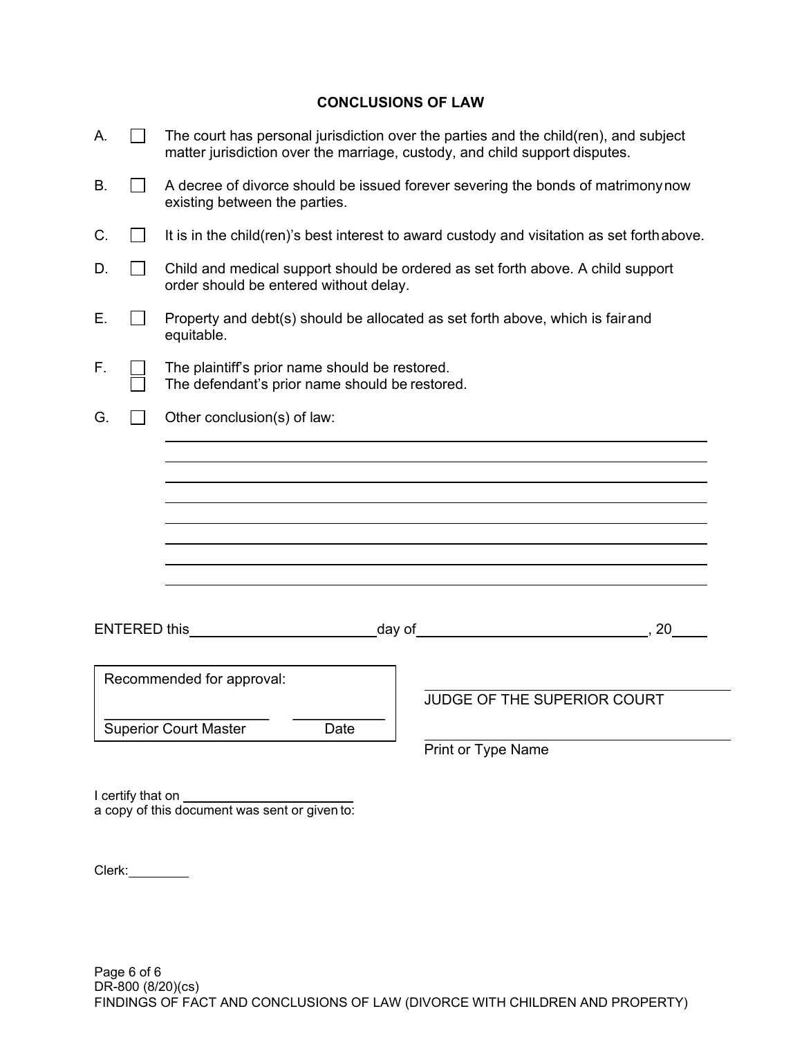## CONCLUSIONS OF LAW

A. ☐ The court has personal jurisdiction over the parties and the child(ren), and subject matter jurisdiction over the marriage, custody, and child support disputes.

B. ☐ A decree of divorce should be issued forever severing the bonds of matrimony now existing between the parties.

C. ☐ It is in the child(ren)'s best interest to award custody and visitation as set forth above.

D. ☐ Child and medical support should be ordered as set forth above. A child support order should be entered without delay.

E. ☐ Property and debt(s) should be allocated as set forth above, which is fair and equitable.

F. ☐ The plaintiff's prior name should be restored.
☐ The defendant's prior name should be restored.

G. ☐ Other conclusion(s) of law:

______________________________________________________________________

______________________________________________________________________

______________________________________________________________________

______________________________________________________________________

______________________________________________________________________

______________________________________________________________________

______________________________________________________________________

______________________________________________________________________

ENTERED this ______________________ day of ____________________________, 20____

| Recommended for approval: | |
|---|---|
| ____________________ | __________ |
| Superior Court Master | Date |

______________________________
JUDGE OF THE SUPERIOR COURT

______________________________
Print or Type Name

I certify that on ______________________
a copy of this document was sent or given to:

Clerk: ________

DR-800 (8/20)(cs)
FINDINGS OF FACT AND CONCLUSIONS OF LAW (DIVORCE WITH CHILDREN AND PROPERTY)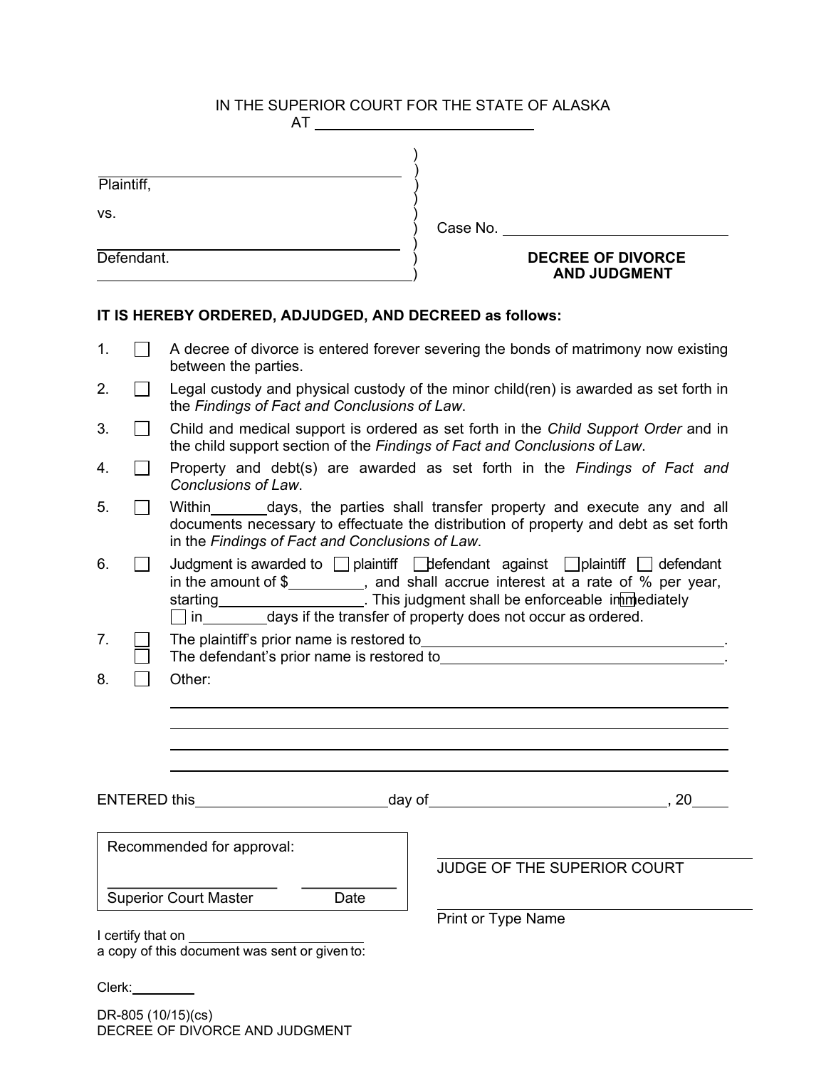IN THE SUPERIOR COURT FOR THE STATE OF ALASKA
AT ______________________

______________________
Plaintiff,

vs.

______________________
Defendant.

Case No. ______________________

**DECREE OF DIVORCE AND JUDGMENT**

**IT IS HEREBY ORDERED, ADJUDGED, AND DECREED as follows:**

1. ☐ A decree of divorce is entered forever severing the bonds of matrimony now existing between the parties.
2. ☐ Legal custody and physical custody of the minor child(ren) is awarded as set forth in the *Findings of Fact and Conclusions of Law*.
3. ☐ Child and medical support is ordered as set forth in the *Child Support Order* and in the child support section of the *Findings of Fact and Conclusions of Law*.
4. ☐ Property and debt(s) are awarded as set forth in the *Findings of Fact and Conclusions of Law*.
5. ☐ Within ______ days, the parties shall transfer property and execute any and all documents necessary to effectuate the distribution of property and debt as set forth in the *Findings of Fact and Conclusions of Law*.
6. ☐ Judgment is awarded to ☐ plaintiff ☐ defendant against ☐ plaintiff ☐ defendant in the amount of $________, and shall accrue interest at a rate of % per year, starting________________. This judgment shall be enforceable ☐ immediately ☐ in ________ days if the transfer of property does not occur as ordered.
7. ☐ The plaintiff's prior name is restored to ______________________.
   ☐ The defendant's prior name is restored to ______________________.
8. ☐ Other:

______________________________________________

______________________________________________

______________________________________________

______________________________________________

ENTERED this ______________ day of ______________________, 20____

Recommended for approval:

______________________ ____________
Superior Court Master Date

______________________
JUDGE OF THE SUPERIOR COURT

______________________
Print or Type Name

I certify that on ______________________
a copy of this document was sent or given to:

Clerk: ________

DR-805 (10/15)(cs)
DECREE OF DIVORCE AND JUDGMENT